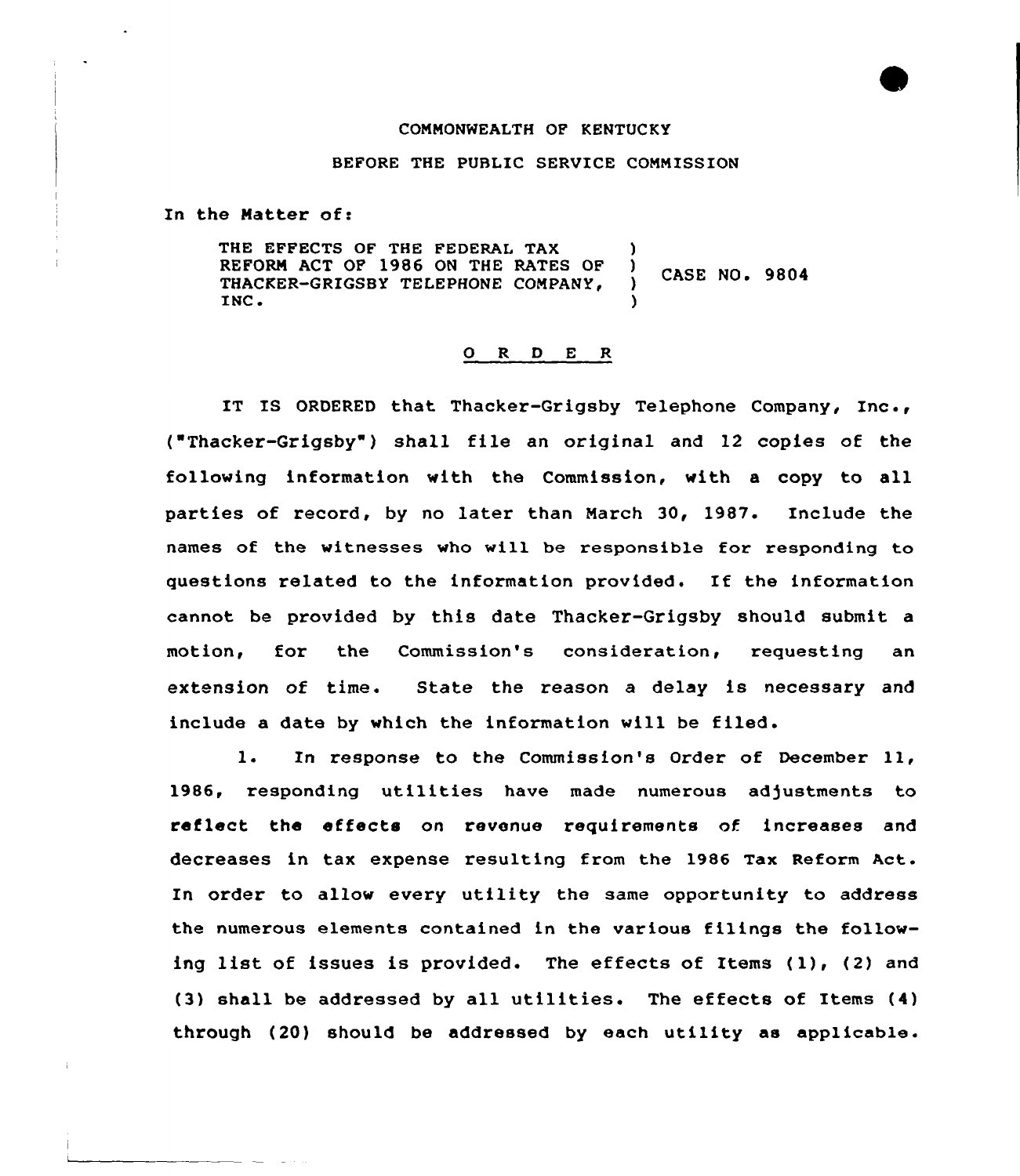COMMONWEALTH OF KENTUCKY

BEFORE THE PUBLIC SERVICE COMMISSION

In the Matter of:

THE EFFECTS OF THE FEDERAL TAX REFORM ACT OF 1986 ON THE RATES OF THACKER-GRIGSBY TELEPHONE COMPANY, INC. ) CASE NO. 9804

## O R D E R

IT IS ORDERED that Thacker-Grigsby Telephone Company, Inc., ("Thacker-Grigsby") shall file an original and 12 copies of the following information with the Commission, with a copy to all parties of record, by no later than March 30, 1987. Include the names of the witnesses who will be responsible for responding to questions related to the information provided. If the information cannot be provided by this date Thacker-Grigsby should submit a motion, for the Commission's consideration, requesting an extension of time. State the reason a delay is necessary and include a date by which the information will be filed.

1. In response to the Commission's Order of December 11, 1986, responding utilities have made numerous adjustments to reflect the effects on revenue requirements of increases and decreases in tax expense resulting from the 1986 Tax Reform Act. In order to allow every utility the same opportunity to address the numerous elements contained in the various filings the following list of issues is provided. The effects of Items (1), (2) and (3) shall be addressed by all utilities. The effects of Items (4) through (20) should be addressed by each utility as applicable.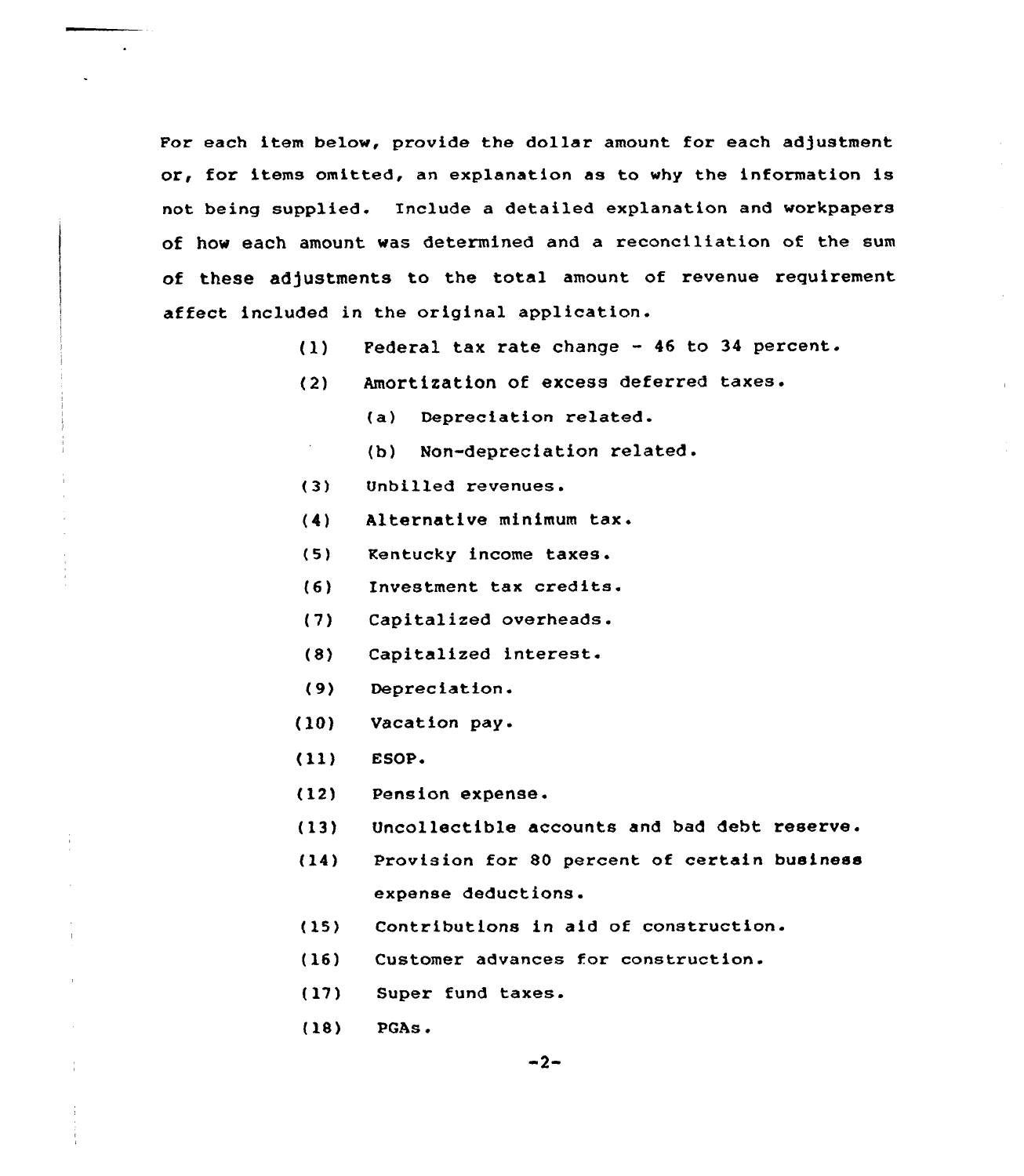For each item below, provide the dollar amount for each adjustment or, for items omitted, an explanation as to why the information is not being supplied. Include a detailed explanation and workpapers of how each amount was determined and a reconciliation of the sum of these adjustments to the total amount of revenue requirement affect included in the original application.

(1) Federal tax rate change - 46 to 34 percent.

(2) Amortization of excess deferred taxes.

(a) Depreciation related.

(b) Non-depreciation related.

(3) Unbilled revenues.

(4) Alternative minimum tax.

(5) Kentucky income taxes.

(6) Investment tax credits.

(7) Capitalized overheads.

(8) Capitalized interest.

(9) Depreciation.

(10) Vacation pay.

(11) ESOP.

(12) Pension expense.

(13) Uncollectible accounts and bad debt reserve.

(14) Provision for 80 percent of certain business expense deductions.

(15) Contributions in aid of construction.

(16) Customer advances for construction.

(17) Super fund taxes.

(18) PGAs.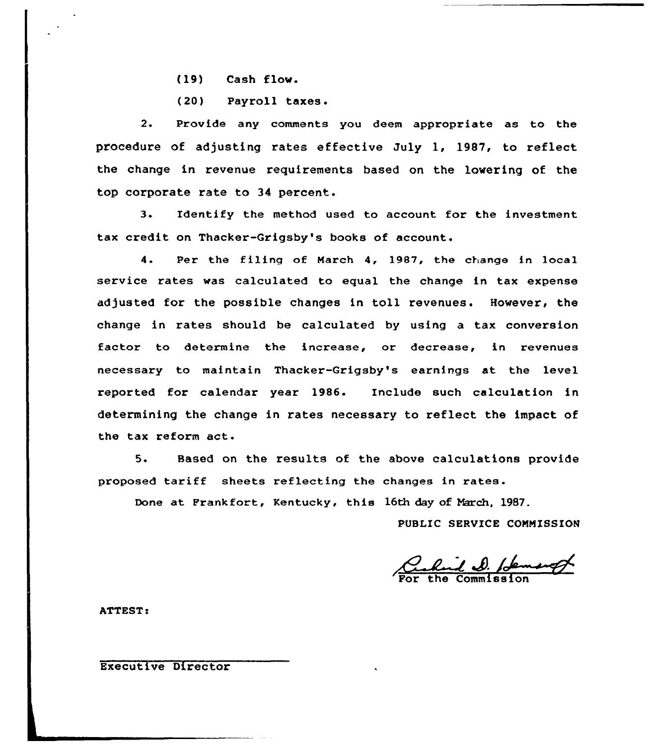(19) Cash flow.

(20) Payroll taxes.

2. Provide any comments you deem appropriate as to the procedure of adjusting rates effective July 1, 1987, to reflect the change in revenue requirements based on the lowering of the top corporate rate to 34 percent.

3. Identify the method used to account for the investment tax credit on Thacker-Grigsby's books of account.

4. Per the filing of March 4, 1987, the change in local service rates was calculated to equal the change in tax expense adjusted for the possible changes in toll revenues. However, the change in rates should be calculated by using a tax conversion factor to determine the increase, or decrease, in revenues necessary to maintain Thacker-Grigsby's earnings at the level reported for calendar year 1986. Include such calculation in determining the change in rates necessary to reflect the impact of the tax reform act.

5. Based on the results of the above calculations provide proposed tariff sheets reflecting the changes in rates.

Done at Frankfort, Kentucky, this 16th day of March, 1987.

PUBLIC SERVICE COMMISSION

For the Commission

ATTEST:

Executive Director